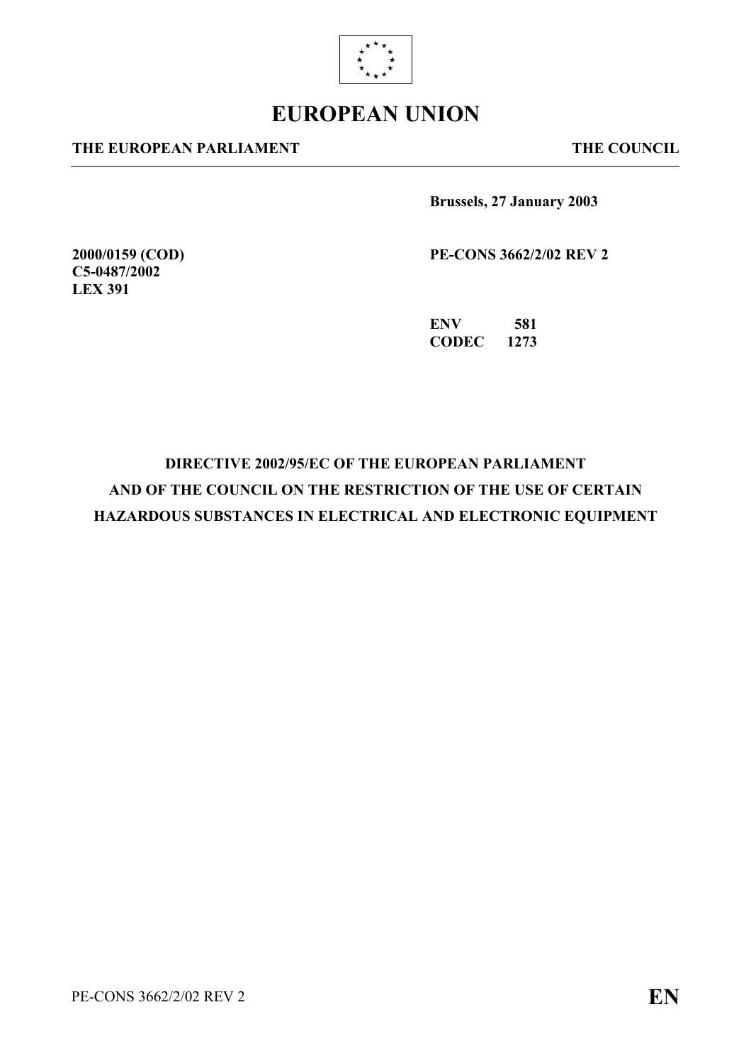# EUROPEAN UNION

**THE EUROPEAN PARLIAMENT** **THE COUNCIL**

**Brussels, 27 January 2003**

**2000/0159 (COD)**
**C5-0487/2002**
**LEX 391**

**PE-CONS 3662/2/02 REV 2**

**ENV 581**
**CODEC 1273**

**DIRECTIVE 2002/95/EC OF THE EUROPEAN PARLIAMENT AND OF THE COUNCIL ON THE RESTRICTION OF THE USE OF CERTAIN HAZARDOUS SUBSTANCES IN ELECTRICAL AND ELECTRONIC EQUIPMENT**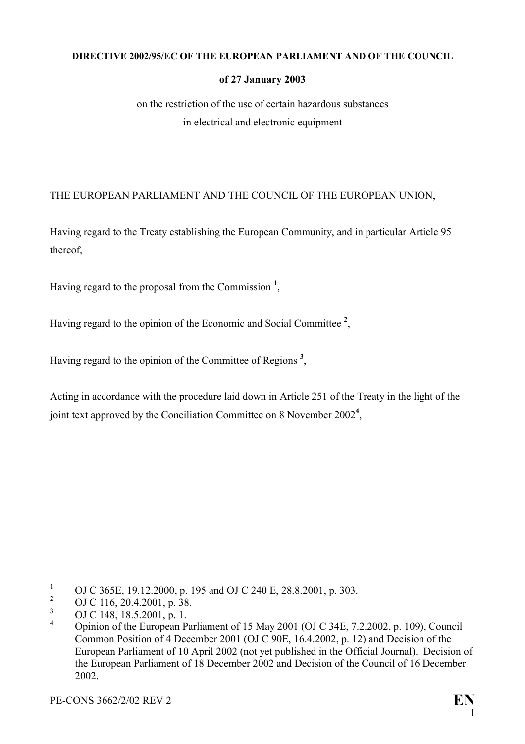**DIRECTIVE 2002/95/EC OF THE EUROPEAN PARLIAMENT AND OF THE COUNCIL**

**of 27 January 2003**

on the restriction of the use of certain hazardous substances
in electrical and electronic equipment

THE EUROPEAN PARLIAMENT AND THE COUNCIL OF THE EUROPEAN UNION,

Having regard to the Treaty establishing the European Community, and in particular Article 95 thereof,

Having regard to the proposal from the Commission [1],

Having regard to the opinion of the Economic and Social Committee [2],

Having regard to the opinion of the Committee of Regions [3],

Acting in accordance with the procedure laid down in Article 251 of the Treaty in the light of the joint text approved by the Conciliation Committee on 8 November 2002[4],

---

[1] OJ C 365E, 19.12.2000, p. 195 and OJ C 240 E, 28.8.2001, p. 303.

[2] OJ C 116, 20.4.2001, p. 38.

[3] OJ C 148, 18.5.2001, p. 1.

[4] Opinion of the European Parliament of 15 May 2001 (OJ C 34E, 7.2.2002, p. 109), Council Common Position of 4 December 2001 (OJ C 90E, 16.4.2002, p. 12) and Decision of the European Parliament of 10 April 2002 (not yet published in the Official Journal). Decision of the European Parliament of 18 December 2002 and Decision of the Council of 16 December 2002.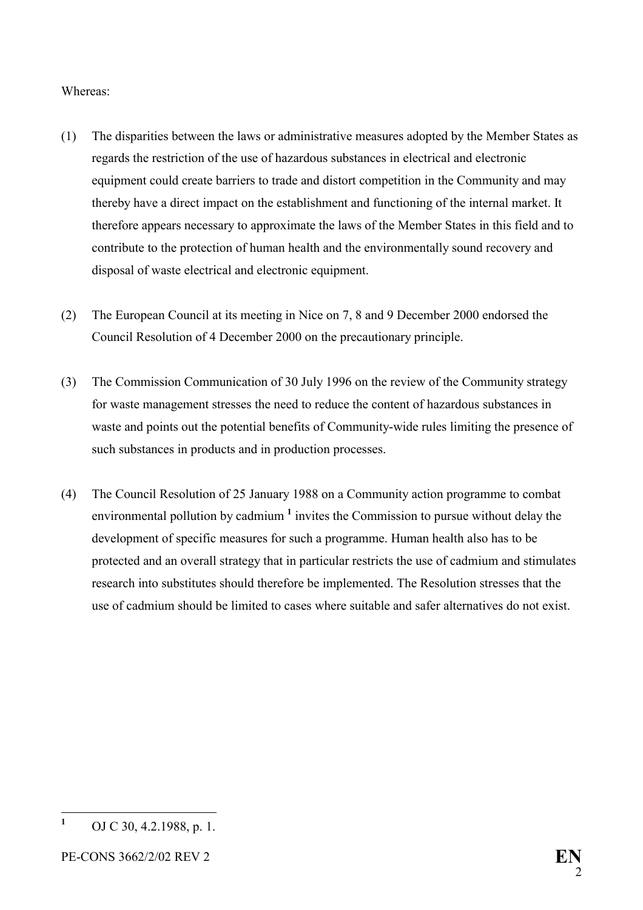Whereas:

(1) The disparities between the laws or administrative measures adopted by the Member States as regards the restriction of the use of hazardous substances in electrical and electronic equipment could create barriers to trade and distort competition in the Community and may thereby have a direct impact on the establishment and functioning of the internal market. It therefore appears necessary to approximate the laws of the Member States in this field and to contribute to the protection of human health and the environmentally sound recovery and disposal of waste electrical and electronic equipment.

(2) The European Council at its meeting in Nice on 7, 8 and 9 December 2000 endorsed the Council Resolution of 4 December 2000 on the precautionary principle.

(3) The Commission Communication of 30 July 1996 on the review of the Community strategy for waste management stresses the need to reduce the content of hazardous substances in waste and points out the potential benefits of Community-wide rules limiting the presence of such substances in products and in production processes.

(4) The Council Resolution of 25 January 1988 on a Community action programme to combat environmental pollution by cadmium [1] invites the Commission to pursue without delay the development of specific measures for such a programme. Human health also has to be protected and an overall strategy that in particular restricts the use of cadmium and stimulates research into substitutes should therefore be implemented. The Resolution stresses that the use of cadmium should be limited to cases where suitable and safer alternatives do not exist.

---

[1] OJ C 30, 4.2.1988, p. 1.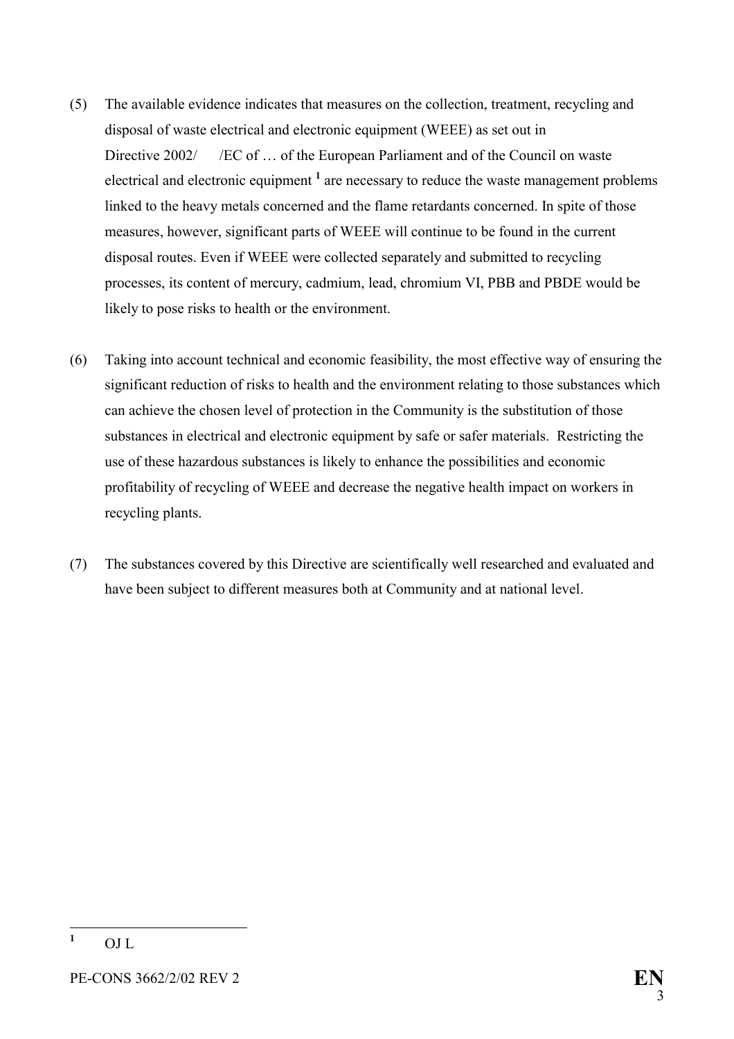(5) The available evidence indicates that measures on the collection, treatment, recycling and disposal of waste electrical and electronic equipment (WEEE) as set out in Directive 2002/ /EC of … of the European Parliament and of the Council on waste electrical and electronic equipment [1] are necessary to reduce the waste management problems linked to the heavy metals concerned and the flame retardants concerned. In spite of those measures, however, significant parts of WEEE will continue to be found in the current disposal routes. Even if WEEE were collected separately and submitted to recycling processes, its content of mercury, cadmium, lead, chromium VI, PBB and PBDE would be likely to pose risks to health or the environment.

(6) Taking into account technical and economic feasibility, the most effective way of ensuring the significant reduction of risks to health and the environment relating to those substances which can achieve the chosen level of protection in the Community is the substitution of those substances in electrical and electronic equipment by safe or safer materials. Restricting the use of these hazardous substances is likely to enhance the possibilities and economic profitability of recycling of WEEE and decrease the negative health impact on workers in recycling plants.

(7) The substances covered by this Directive are scientifically well researched and evaluated and have been subject to different measures both at Community and at national level.

---

[1] OJ L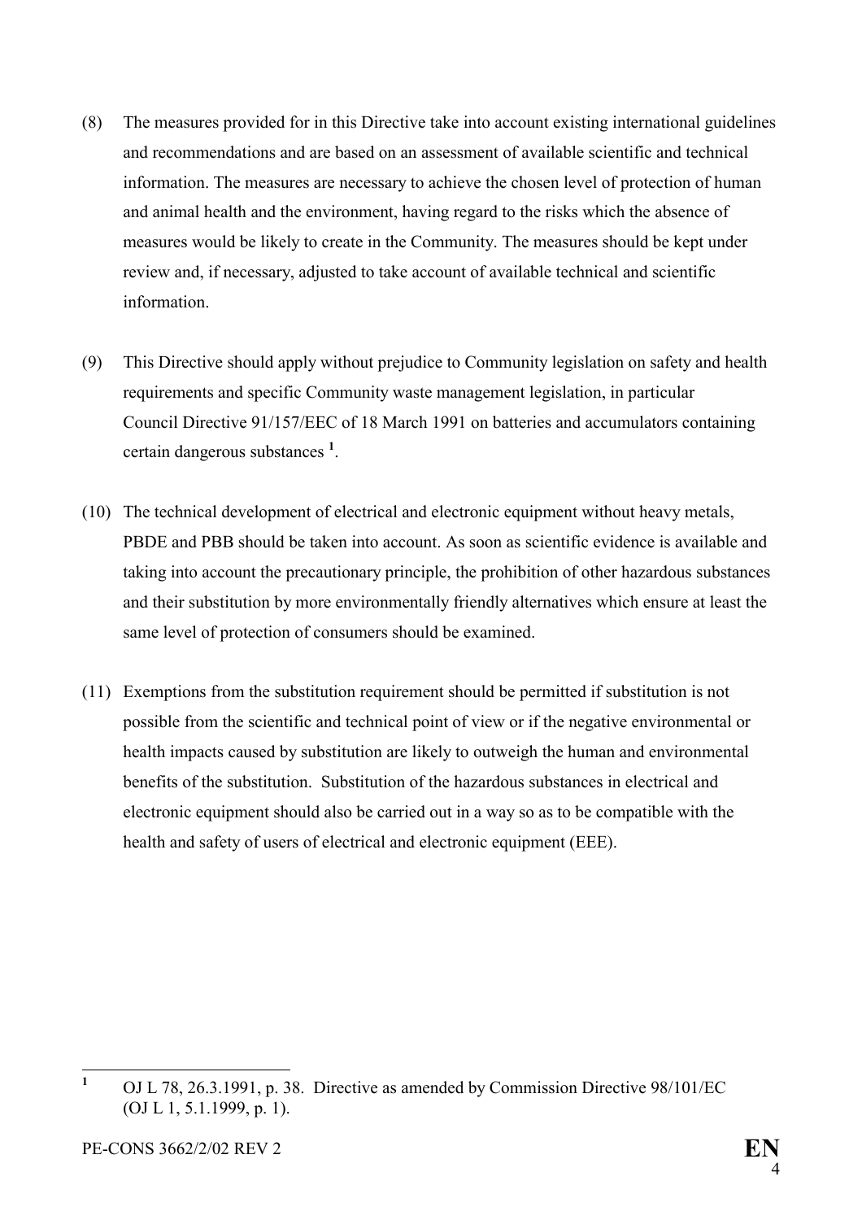(8) The measures provided for in this Directive take into account existing international guidelines and recommendations and are based on an assessment of available scientific and technical information. The measures are necessary to achieve the chosen level of protection of human and animal health and the environment, having regard to the risks which the absence of measures would be likely to create in the Community. The measures should be kept under review and, if necessary, adjusted to take account of available technical and scientific information.

(9) This Directive should apply without prejudice to Community legislation on safety and health requirements and specific Community waste management legislation, in particular Council Directive 91/157/EEC of 18 March 1991 on batteries and accumulators containing certain dangerous substances [1].

(10) The technical development of electrical and electronic equipment without heavy metals, PBDE and PBB should be taken into account. As soon as scientific evidence is available and taking into account the precautionary principle, the prohibition of other hazardous substances and their substitution by more environmentally friendly alternatives which ensure at least the same level of protection of consumers should be examined.

(11) Exemptions from the substitution requirement should be permitted if substitution is not possible from the scientific and technical point of view or if the negative environmental or health impacts caused by substitution are likely to outweigh the human and environmental benefits of the substitution. Substitution of the hazardous substances in electrical and electronic equipment should also be carried out in a way so as to be compatible with the health and safety of users of electrical and electronic equipment (EEE).

---

[1] OJ L 78, 26.3.1991, p. 38. Directive as amended by Commission Directive 98/101/EC (OJ L 1, 5.1.1999, p. 1).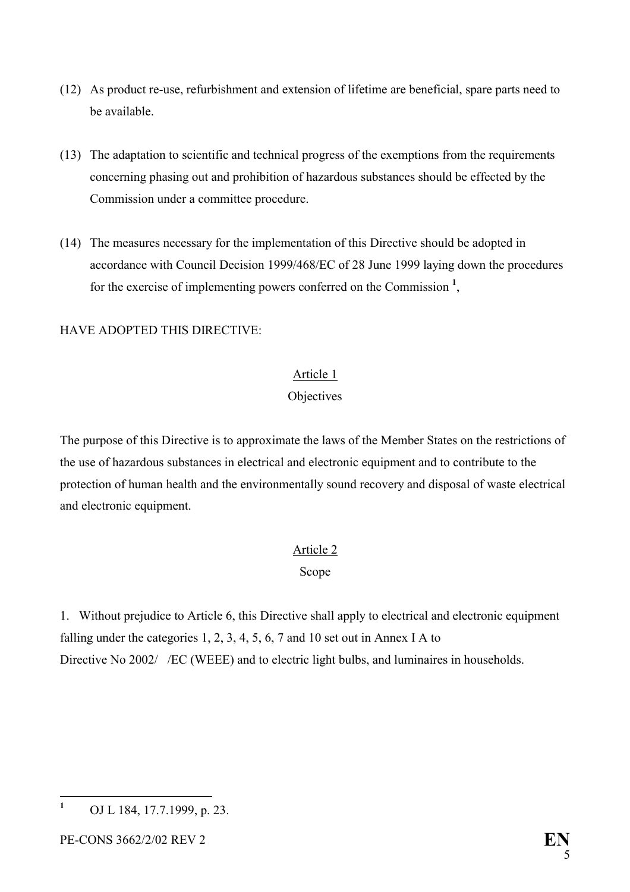(12) As product re-use, refurbishment and extension of lifetime are beneficial, spare parts need to be available.

(13) The adaptation to scientific and technical progress of the exemptions from the requirements concerning phasing out and prohibition of hazardous substances should be effected by the Commission under a committee procedure.

(14) The measures necessary for the implementation of this Directive should be adopted in accordance with Council Decision 1999/468/EC of 28 June 1999 laying down the procedures for the exercise of implementing powers conferred on the Commission [1],

HAVE ADOPTED THIS DIRECTIVE:

Article 1

Objectives

The purpose of this Directive is to approximate the laws of the Member States on the restrictions of the use of hazardous substances in electrical and electronic equipment and to contribute to the protection of human health and the environmentally sound recovery and disposal of waste electrical and electronic equipment.

Article 2

Scope

1. Without prejudice to Article 6, this Directive shall apply to electrical and electronic equipment falling under the categories 1, 2, 3, 4, 5, 6, 7 and 10 set out in Annex I A to Directive No 2002/ /EC (WEEE) and to electric light bulbs, and luminaires in households.

[1] OJ L 184, 17.7.1999, p. 23.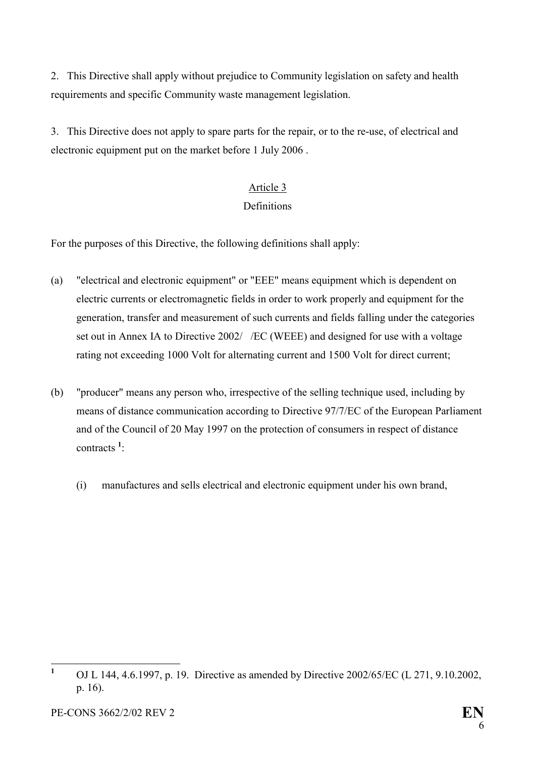2. This Directive shall apply without prejudice to Community legislation on safety and health requirements and specific Community waste management legislation.

3. This Directive does not apply to spare parts for the repair, or to the re-use, of electrical and electronic equipment put on the market before 1 July 2006 .

## Article 3

### Definitions

For the purposes of this Directive, the following definitions shall apply:

(a) "electrical and electronic equipment" or "EEE" means equipment which is dependent on electric currents or electromagnetic fields in order to work properly and equipment for the generation, transfer and measurement of such currents and fields falling under the categories set out in Annex IA to Directive 2002/ /EC (WEEE) and designed for use with a voltage rating not exceeding 1000 Volt for alternating current and 1500 Volt for direct current;

(b) "producer" means any person who, irrespective of the selling technique used, including by means of distance communication according to Directive 97/7/EC of the European Parliament and of the Council of 20 May 1997 on the protection of consumers in respect of distance contracts [1]:

   (i) manufactures and sells electrical and electronic equipment under his own brand,

---

[1] OJ L 144, 4.6.1997, p. 19. Directive as amended by Directive 2002/65/EC (L 271, 9.10.2002, p. 16).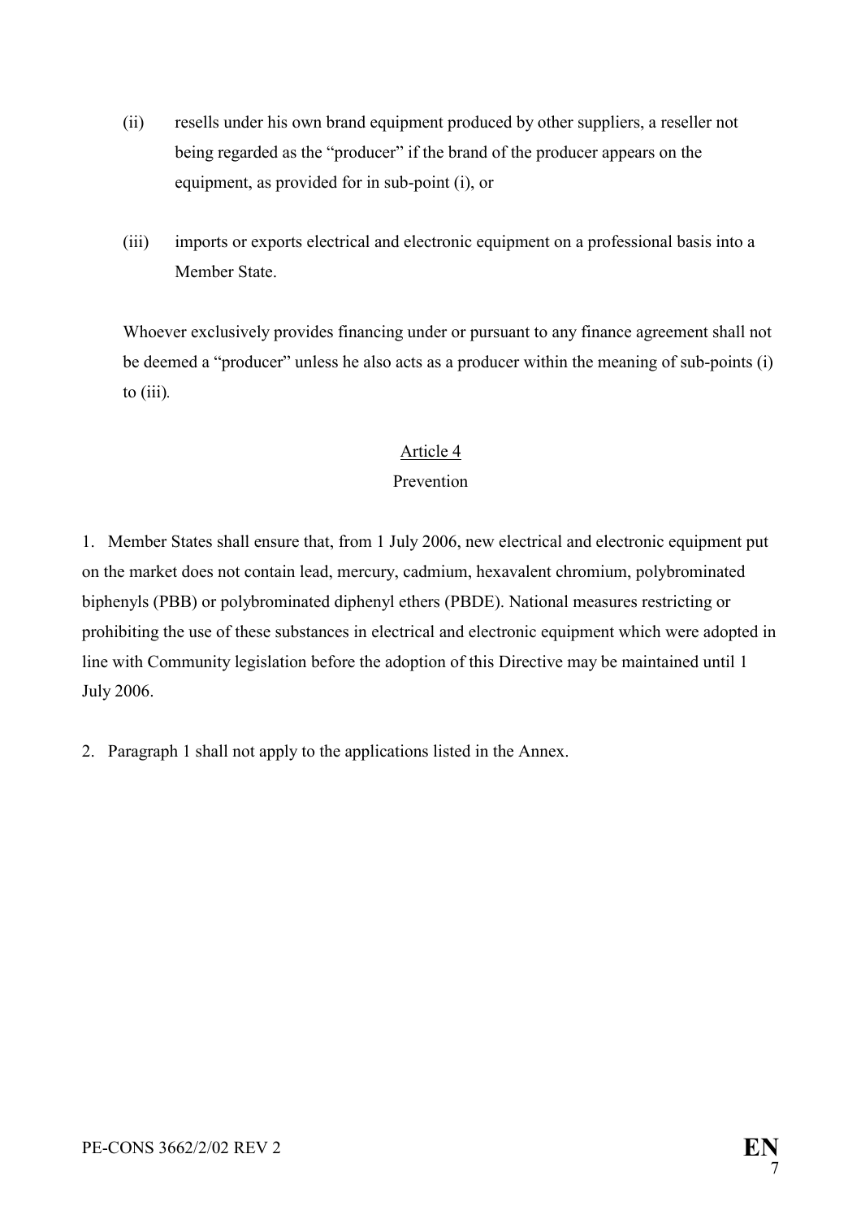(ii) resells under his own brand equipment produced by other suppliers, a reseller not being regarded as the "producer" if the brand of the producer appears on the equipment, as provided for in sub-point (i), or

(iii) imports or exports electrical and electronic equipment on a professional basis into a Member State.

Whoever exclusively provides financing under or pursuant to any finance agreement shall not be deemed a "producer" unless he also acts as a producer within the meaning of sub-points (i) to (iii).

## Article 4

### Prevention

1. Member States shall ensure that, from 1 July 2006, new electrical and electronic equipment put on the market does not contain lead, mercury, cadmium, hexavalent chromium, polybrominated biphenyls (PBB) or polybrominated diphenyl ethers (PBDE). National measures restricting or prohibiting the use of these substances in electrical and electronic equipment which were adopted in line with Community legislation before the adoption of this Directive may be maintained until 1 July 2006.

2. Paragraph 1 shall not apply to the applications listed in the Annex.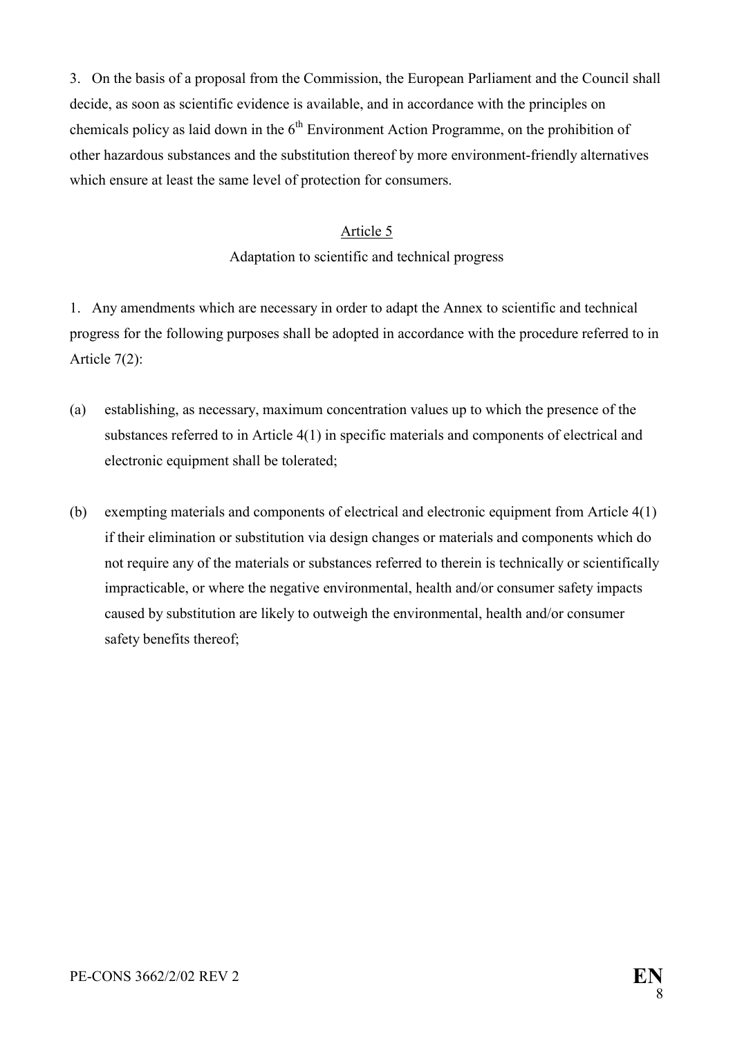3. On the basis of a proposal from the Commission, the European Parliament and the Council shall decide, as soon as scientific evidence is available, and in accordance with the principles on chemicals policy as laid down in the 6th Environment Action Programme, on the prohibition of other hazardous substances and the substitution thereof by more environment-friendly alternatives which ensure at least the same level of protection for consumers.

## Article 5

### Adaptation to scientific and technical progress

1. Any amendments which are necessary in order to adapt the Annex to scientific and technical progress for the following purposes shall be adopted in accordance with the procedure referred to in Article 7(2):

(a) establishing, as necessary, maximum concentration values up to which the presence of the substances referred to in Article 4(1) in specific materials and components of electrical and electronic equipment shall be tolerated;

(b) exempting materials and components of electrical and electronic equipment from Article 4(1) if their elimination or substitution via design changes or materials and components which do not require any of the materials or substances referred to therein is technically or scientifically impracticable, or where the negative environmental, health and/or consumer safety impacts caused by substitution are likely to outweigh the environmental, health and/or consumer safety benefits thereof;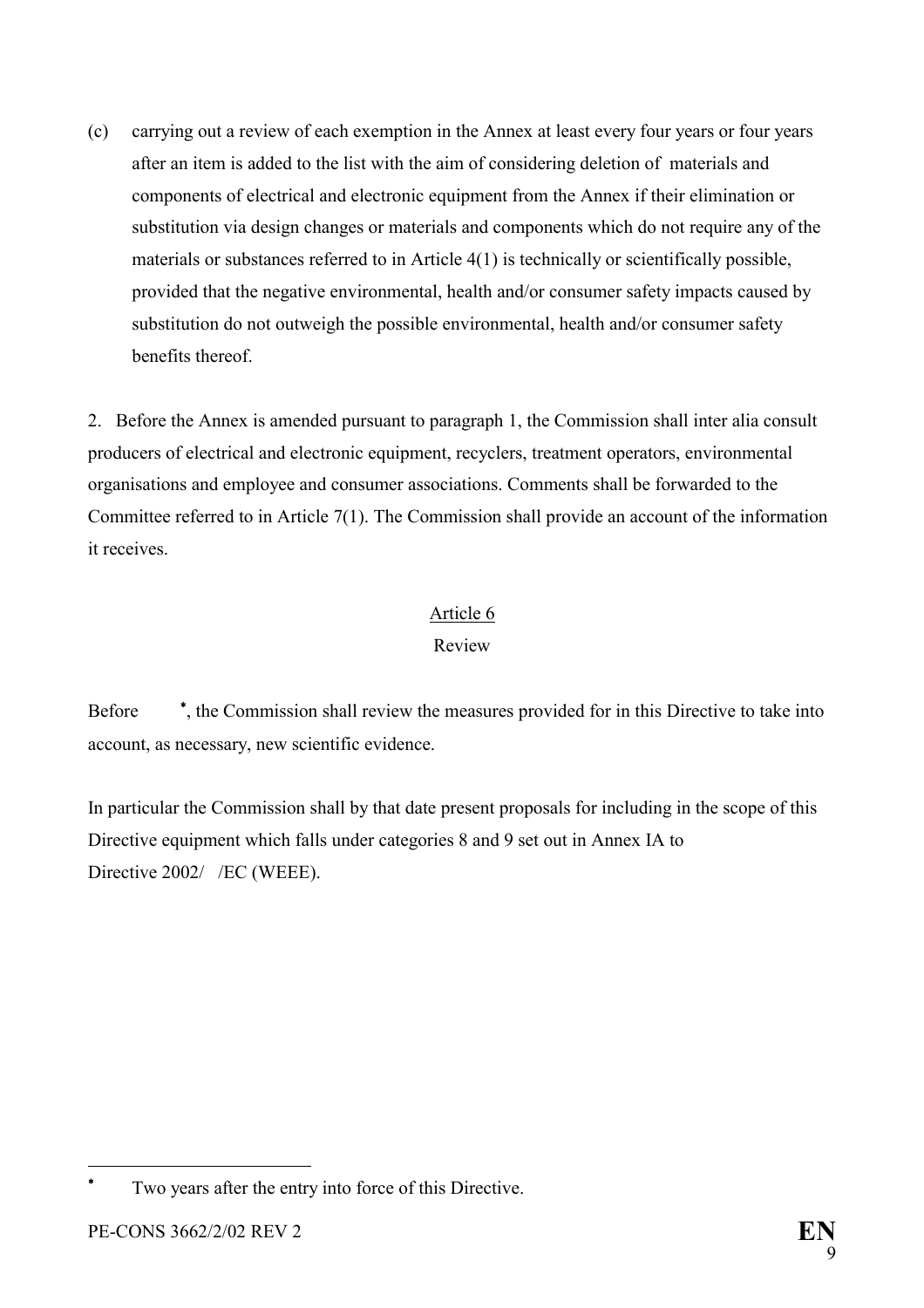(c) carrying out a review of each exemption in the Annex at least every four years or four years after an item is added to the list with the aim of considering deletion of materials and components of electrical and electronic equipment from the Annex if their elimination or substitution via design changes or materials and components which do not require any of the materials or substances referred to in Article 4(1) is technically or scientifically possible, provided that the negative environmental, health and/or consumer safety impacts caused by substitution do not outweigh the possible environmental, health and/or consumer safety benefits thereof.

2. Before the Annex is amended pursuant to paragraph 1, the Commission shall inter alia consult producers of electrical and electronic equipment, recyclers, treatment operators, environmental organisations and employee and consumer associations. Comments shall be forwarded to the Committee referred to in Article 7(1). The Commission shall provide an account of the information it receives.

## Article 6

### Review

Before [*], the Commission shall review the measures provided for in this Directive to take into account, as necessary, new scientific evidence.

In particular the Commission shall by that date present proposals for including in the scope of this Directive equipment which falls under categories 8 and 9 set out in Annex IA to Directive 2002/ /EC (WEEE).

---

[*] Two years after the entry into force of this Directive.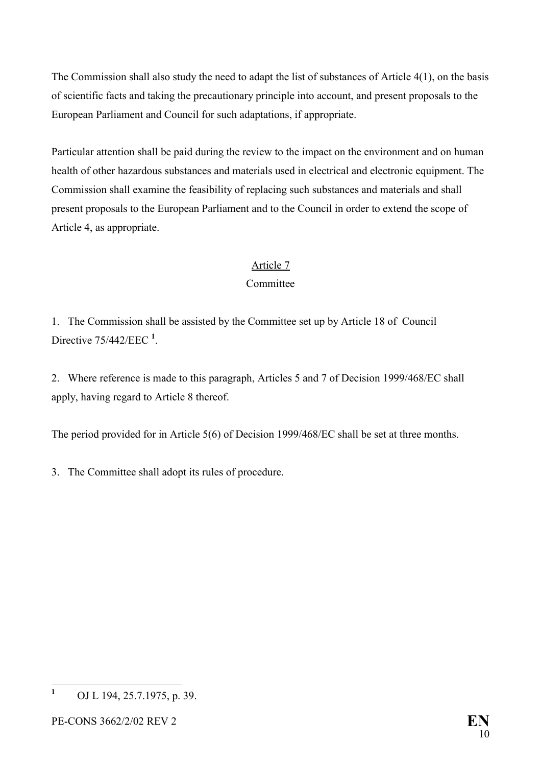The Commission shall also study the need to adapt the list of substances of Article 4(1), on the basis of scientific facts and taking the precautionary principle into account, and present proposals to the European Parliament and Council for such adaptations, if appropriate.

Particular attention shall be paid during the review to the impact on the environment and on human health of other hazardous substances and materials used in electrical and electronic equipment. The Commission shall examine the feasibility of replacing such substances and materials and shall present proposals to the European Parliament and to the Council in order to extend the scope of Article 4, as appropriate.

## Article 7
### Committee

1. The Commission shall be assisted by the Committee set up by Article 18 of Council Directive 75/442/EEC [1].

2. Where reference is made to this paragraph, Articles 5 and 7 of Decision 1999/468/EC shall apply, having regard to Article 8 thereof.

The period provided for in Article 5(6) of Decision 1999/468/EC shall be set at three months.

3. The Committee shall adopt its rules of procedure.

---

[1] OJ L 194, 25.7.1975, p. 39.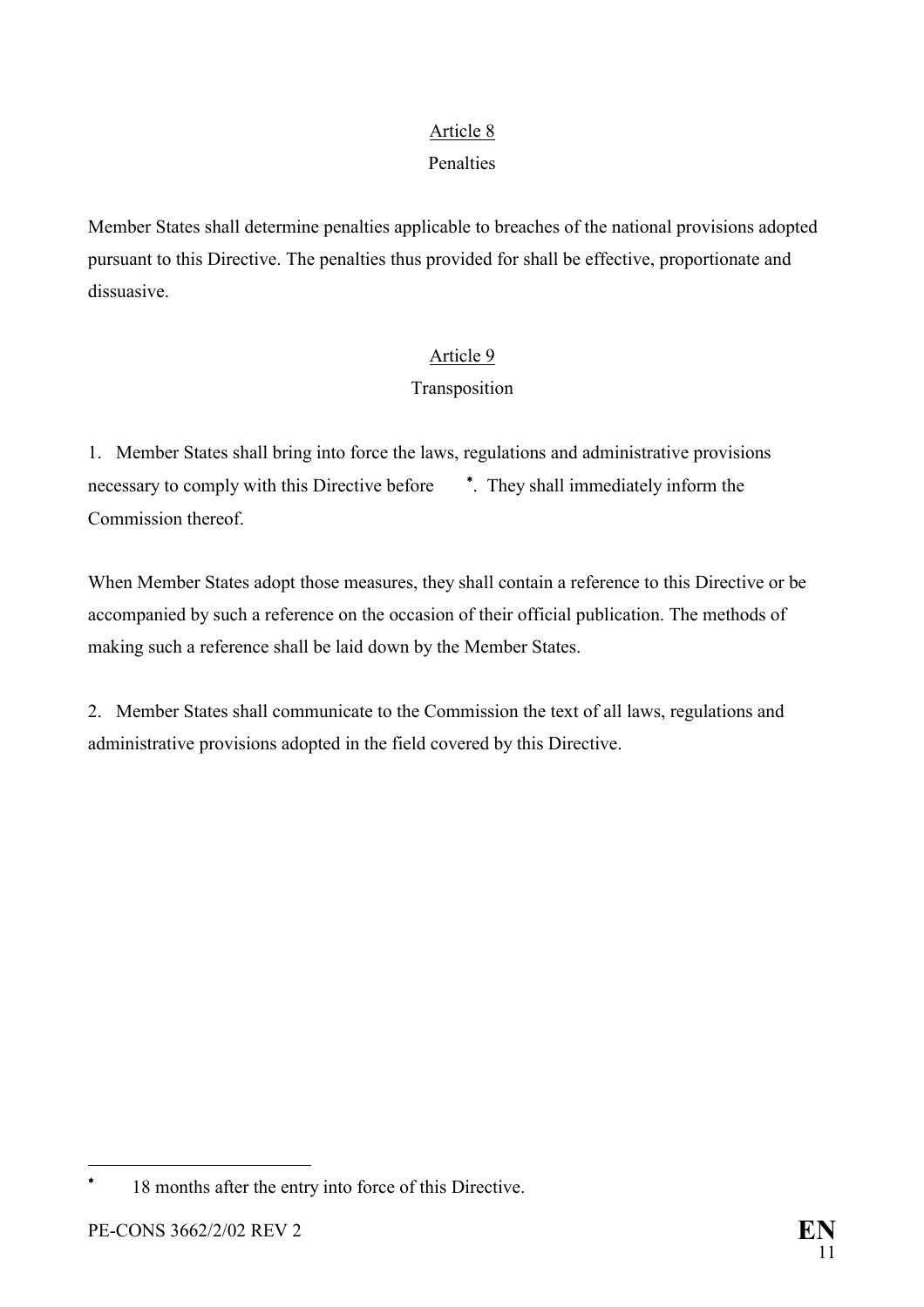Article 8

Penalties

Member States shall determine penalties applicable to breaches of the national provisions adopted pursuant to this Directive. The penalties thus provided for shall be effective, proportionate and dissuasive.

Article 9

Transposition

1. Member States shall bring into force the laws, regulations and administrative provisions necessary to comply with this Directive before [*]. They shall immediately inform the Commission thereof.

When Member States adopt those measures, they shall contain a reference to this Directive or be accompanied by such a reference on the occasion of their official publication. The methods of making such a reference shall be laid down by the Member States.

2. Member States shall communicate to the Commission the text of all laws, regulations and administrative provisions adopted in the field covered by this Directive.

---

[*] 18 months after the entry into force of this Directive.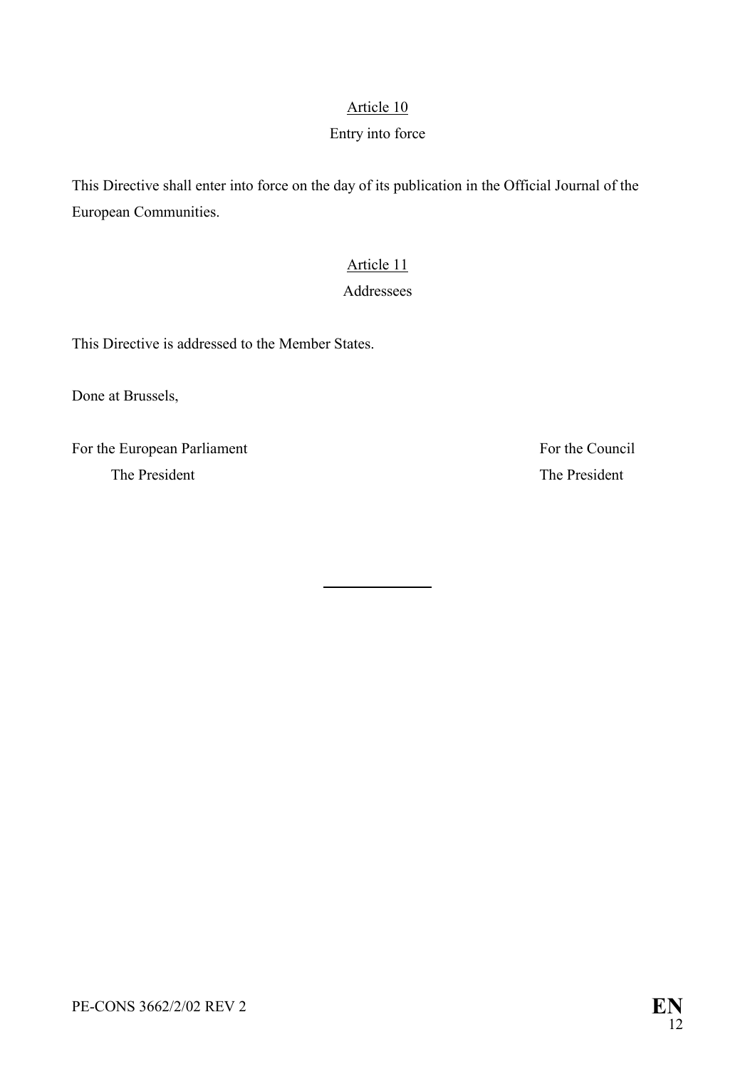Article 10

Entry into force

This Directive shall enter into force on the day of its publication in the Official Journal of the European Communities.

Article 11

Addressees

This Directive is addressed to the Member States.

Done at Brussels,

For the European Parliament
The President

For the Council
The President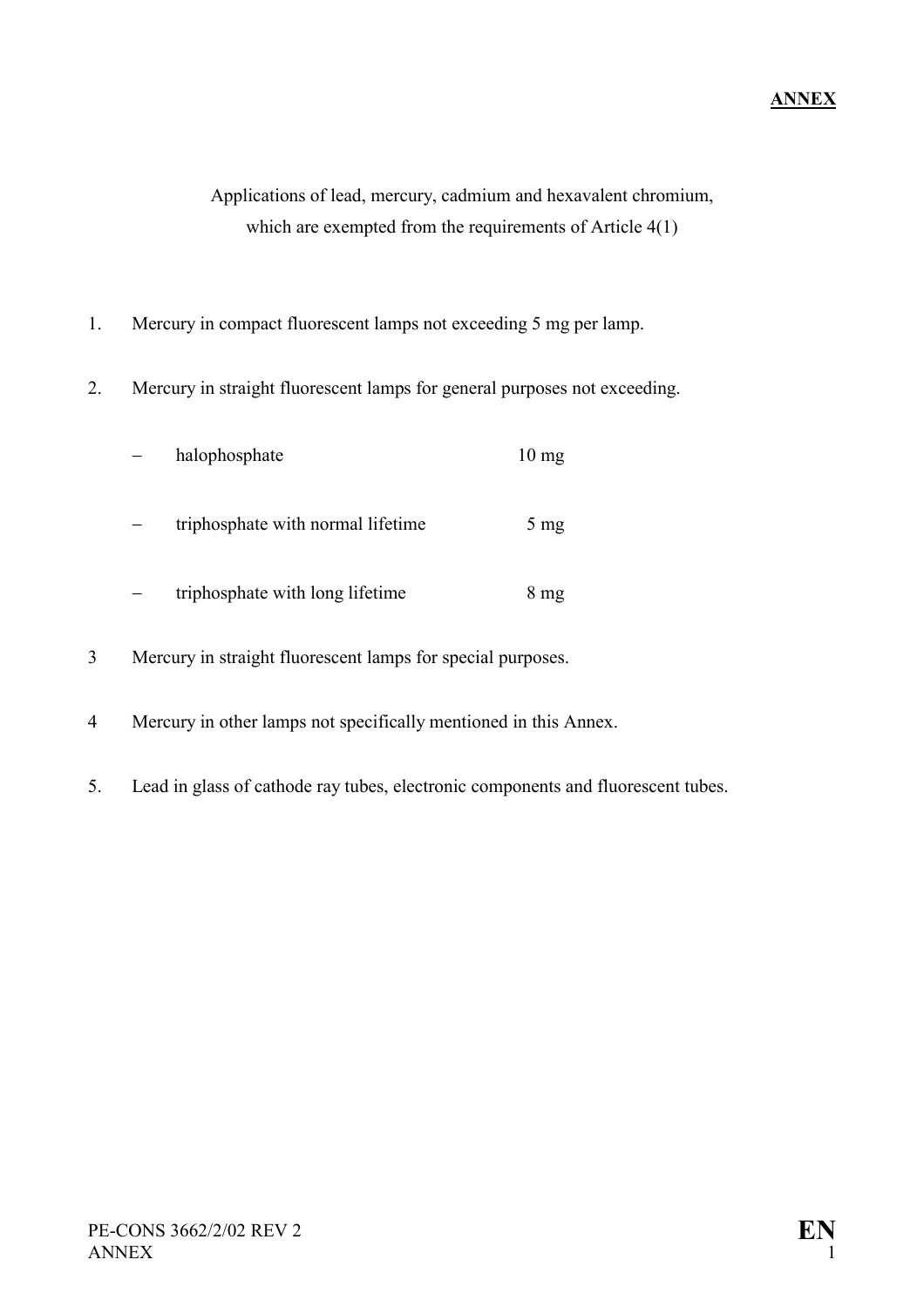**ANNEX**

Applications of lead, mercury, cadmium and hexavalent chromium, which are exempted from the requirements of Article 4(1)

1. Mercury in compact fluorescent lamps not exceeding 5 mg per lamp.

2. Mercury in straight fluorescent lamps for general purposes not exceeding.

   – halophosphate 10 mg

   – triphosphate with normal lifetime 5 mg

   – triphosphate with long lifetime 8 mg

3 Mercury in straight fluorescent lamps for special purposes.

4 Mercury in other lamps not specifically mentioned in this Annex.

5. Lead in glass of cathode ray tubes, electronic components and fluorescent tubes.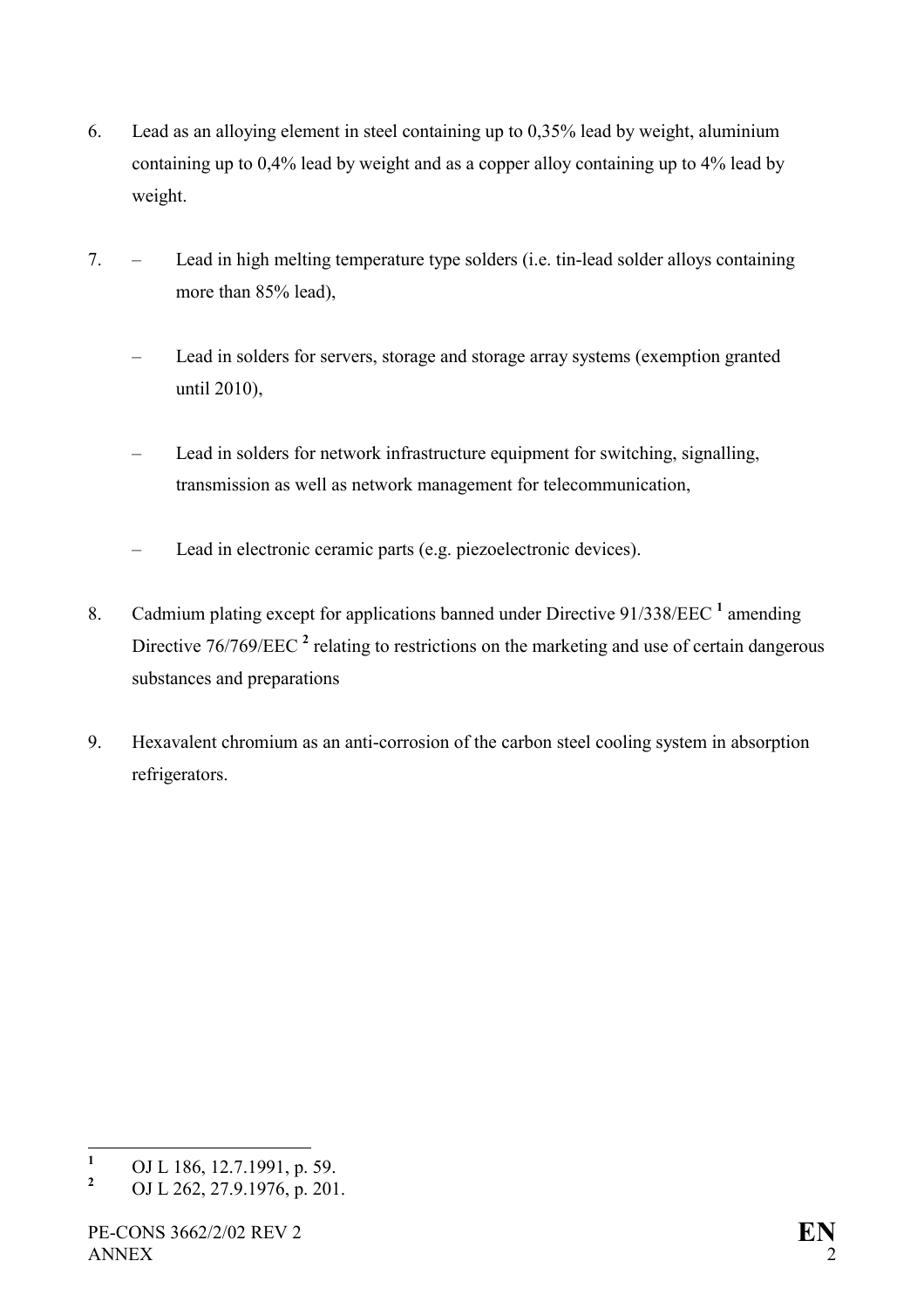6. Lead as an alloying element in steel containing up to 0,35% lead by weight, aluminium containing up to 0,4% lead by weight and as a copper alloy containing up to 4% lead by weight.

7. – Lead in high melting temperature type solders (i.e. tin-lead solder alloys containing more than 85% lead),

   – Lead in solders for servers, storage and storage array systems (exemption granted until 2010),

   – Lead in solders for network infrastructure equipment for switching, signalling, transmission as well as network management for telecommunication,

   – Lead in electronic ceramic parts (e.g. piezoelectronic devices).

8. Cadmium plating except for applications banned under Directive 91/338/EEC [1] amending Directive 76/769/EEC [2] relating to restrictions on the marketing and use of certain dangerous substances and preparations

9. Hexavalent chromium as an anti-corrosion of the carbon steel cooling system in absorption refrigerators.

---

[1] OJ L 186, 12.7.1991, p. 59.

[2] OJ L 262, 27.9.1976, p. 201.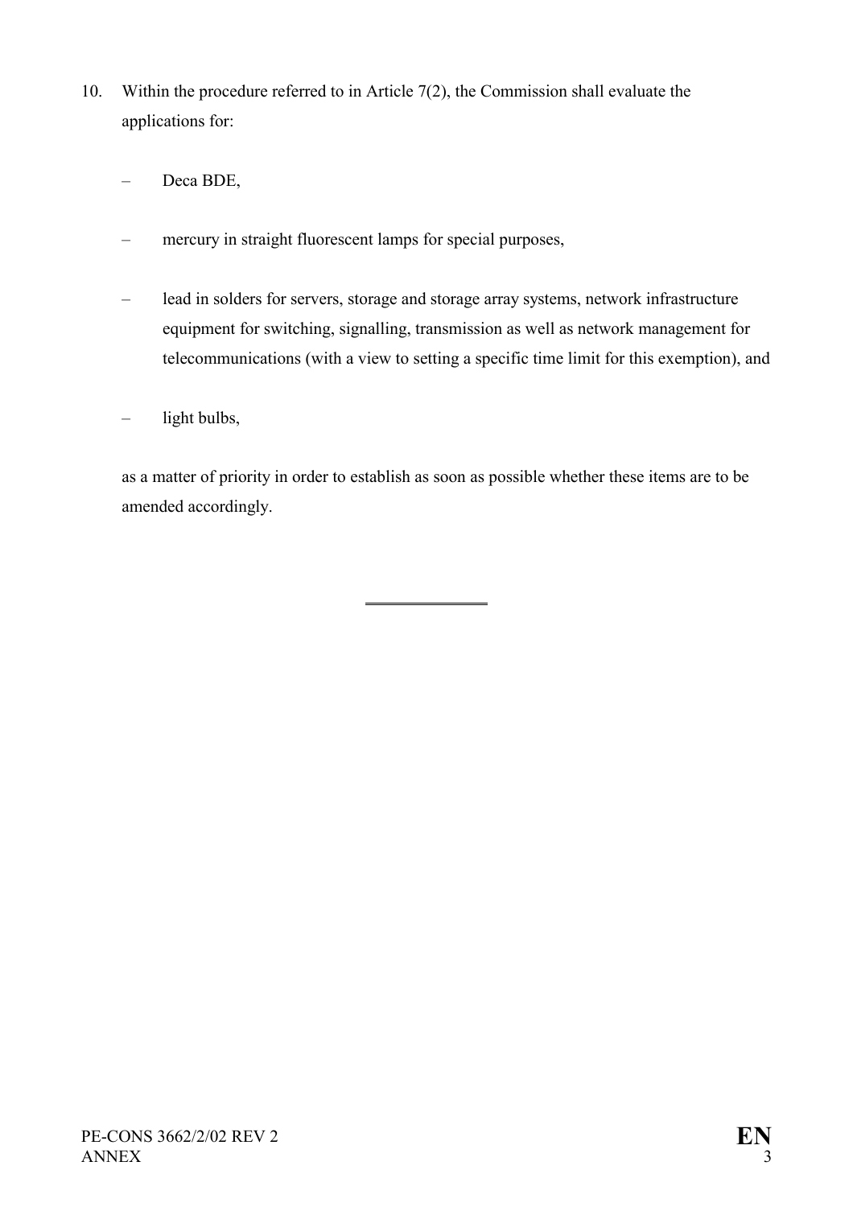10. Within the procedure referred to in Article 7(2), the Commission shall evaluate the applications for:

    – Deca BDE,

    – mercury in straight fluorescent lamps for special purposes,

    – lead in solders for servers, storage and storage array systems, network infrastructure equipment for switching, signalling, transmission as well as network management for telecommunications (with a view to setting a specific time limit for this exemption), and

    – light bulbs,

    as a matter of priority in order to establish as soon as possible whether these items are to be amended accordingly.